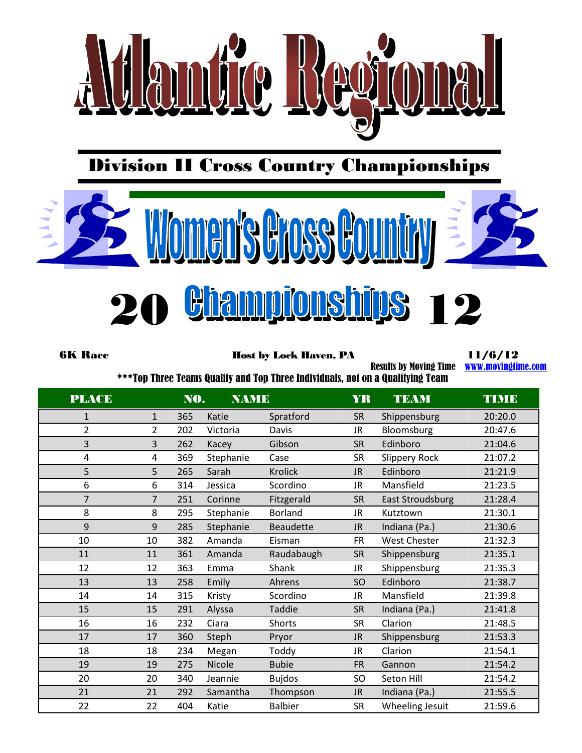# Atlantic Regional

## Division II Cross Country Championships

# Women's Cross Country

# 20 Championships 12

**6K Race** **Host by Lock Haven, PA** **11/6/12**

Results by Moving Time www.movingtime.com

***Top Three Teams Qualify and Top Three Individuals, not on a Qualifying Team

| PLACE | | NO. | NAME | | YR | TEAM | TIME |
|---|---|---|---|---|---|---|---|
| 1 | 1 | 365 | Katie | Spratford | SR | Shippensburg | 20:20.0 |
| 2 | 2 | 202 | Victoria | Davis | JR | Bloomsburg | 20:47.6 |
| 3 | 3 | 262 | Kacey | Gibson | SR | Edinboro | 21:04.6 |
| 4 | 4 | 369 | Stephanie | Case | SR | Slippery Rock | 21:07.2 |
| 5 | 5 | 265 | Sarah | Krolick | JR | Edinboro | 21:21.9 |
| 6 | 6 | 314 | Jessica | Scordino | JR | Mansfield | 21:23.5 |
| 7 | 7 | 251 | Corinne | Fitzgerald | SR | East Stroudsburg | 21:28.4 |
| 8 | 8 | 295 | Stephanie | Borland | JR | Kutztown | 21:30.1 |
| 9 | 9 | 285 | Stephanie | Beaudette | JR | Indiana (Pa.) | 21:30.6 |
| 10 | 10 | 382 | Amanda | Eisman | FR | West Chester | 21:32.3 |
| 11 | 11 | 361 | Amanda | Raudabaugh | SR | Shippensburg | 21:35.1 |
| 12 | 12 | 363 | Emma | Shank | JR | Shippensburg | 21:35.3 |
| 13 | 13 | 258 | Emily | Ahrens | SO | Edinboro | 21:38.7 |
| 14 | 14 | 315 | Kristy | Scordino | JR | Mansfield | 21:39.8 |
| 15 | 15 | 291 | Alyssa | Taddie | SR | Indiana (Pa.) | 21:41.8 |
| 16 | 16 | 232 | Ciara | Shorts | SR | Clarion | 21:48.5 |
| 17 | 17 | 360 | Steph | Pryor | JR | Shippensburg | 21:53.3 |
| 18 | 18 | 234 | Megan | Toddy | JR | Clarion | 21:54.1 |
| 19 | 19 | 275 | Nicole | Bubie | FR | Gannon | 21:54.2 |
| 20 | 20 | 340 | Jeannie | Bujdos | SO | Seton Hill | 21:54.2 |
| 21 | 21 | 292 | Samantha | Thompson | JR | Indiana (Pa.) | 21:55.5 |
| 22 | 22 | 404 | Katie | Balbier | SR | Wheeling Jesuit | 21:59.6 |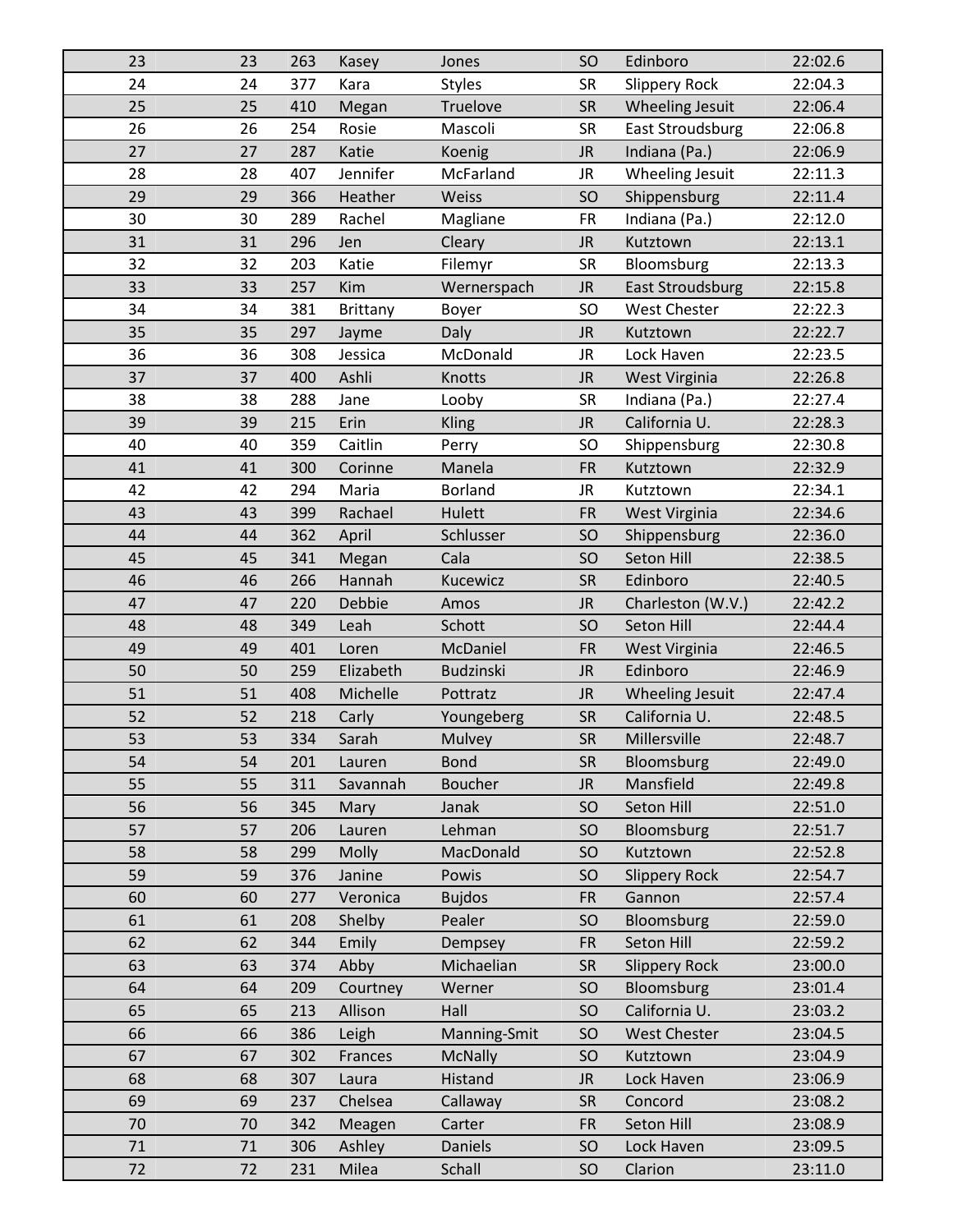| | | | | | | | |
|---|---|---|---|---|---|---|---|
| 23 | 23 | 263 | Kasey | Jones | SO | Edinboro | 22:02.6 |
| 24 | 24 | 377 | Kara | Styles | SR | Slippery Rock | 22:04.3 |
| 25 | 25 | 410 | Megan | Truelove | SR | Wheeling Jesuit | 22:06.4 |
| 26 | 26 | 254 | Rosie | Mascoli | SR | East Stroudsburg | 22:06.8 |
| 27 | 27 | 287 | Katie | Koenig | JR | Indiana (Pa.) | 22:06.9 |
| 28 | 28 | 407 | Jennifer | McFarland | JR | Wheeling Jesuit | 22:11.3 |
| 29 | 29 | 366 | Heather | Weiss | SO | Shippensburg | 22:11.4 |
| 30 | 30 | 289 | Rachel | Magliane | FR | Indiana (Pa.) | 22:12.0 |
| 31 | 31 | 296 | Jen | Cleary | JR | Kutztown | 22:13.1 |
| 32 | 32 | 203 | Katie | Filemyr | SR | Bloomsburg | 22:13.3 |
| 33 | 33 | 257 | Kim | Wernerspach | JR | East Stroudsburg | 22:15.8 |
| 34 | 34 | 381 | Brittany | Boyer | SO | West Chester | 22:22.3 |
| 35 | 35 | 297 | Jayme | Daly | JR | Kutztown | 22:22.7 |
| 36 | 36 | 308 | Jessica | McDonald | JR | Lock Haven | 22:23.5 |
| 37 | 37 | 400 | Ashli | Knotts | JR | West Virginia | 22:26.8 |
| 38 | 38 | 288 | Jane | Looby | SR | Indiana (Pa.) | 22:27.4 |
| 39 | 39 | 215 | Erin | Kling | JR | California U. | 22:28.3 |
| 40 | 40 | 359 | Caitlin | Perry | SO | Shippensburg | 22:30.8 |
| 41 | 41 | 300 | Corinne | Manela | FR | Kutztown | 22:32.9 |
| 42 | 42 | 294 | Maria | Borland | JR | Kutztown | 22:34.1 |
| 43 | 43 | 399 | Rachael | Hulett | FR | West Virginia | 22:34.6 |
| 44 | 44 | 362 | April | Schlusser | SO | Shippensburg | 22:36.0 |
| 45 | 45 | 341 | Megan | Cala | SO | Seton Hill | 22:38.5 |
| 46 | 46 | 266 | Hannah | Kucewicz | SR | Edinboro | 22:40.5 |
| 47 | 47 | 220 | Debbie | Amos | JR | Charleston (W.V.) | 22:42.2 |
| 48 | 48 | 349 | Leah | Schott | SO | Seton Hill | 22:44.4 |
| 49 | 49 | 401 | Loren | McDaniel | FR | West Virginia | 22:46.5 |
| 50 | 50 | 259 | Elizabeth | Budzinski | JR | Edinboro | 22:46.9 |
| 51 | 51 | 408 | Michelle | Pottratz | JR | Wheeling Jesuit | 22:47.4 |
| 52 | 52 | 218 | Carly | Youngeberg | SR | California U. | 22:48.5 |
| 53 | 53 | 334 | Sarah | Mulvey | SR | Millersville | 22:48.7 |
| 54 | 54 | 201 | Lauren | Bond | SR | Bloomsburg | 22:49.0 |
| 55 | 55 | 311 | Savannah | Boucher | JR | Mansfield | 22:49.8 |
| 56 | 56 | 345 | Mary | Janak | SO | Seton Hill | 22:51.0 |
| 57 | 57 | 206 | Lauren | Lehman | SO | Bloomsburg | 22:51.7 |
| 58 | 58 | 299 | Molly | MacDonald | SO | Kutztown | 22:52.8 |
| 59 | 59 | 376 | Janine | Powis | SO | Slippery Rock | 22:54.7 |
| 60 | 60 | 277 | Veronica | Bujdos | FR | Gannon | 22:57.4 |
| 61 | 61 | 208 | Shelby | Pealer | SO | Bloomsburg | 22:59.0 |
| 62 | 62 | 344 | Emily | Dempsey | FR | Seton Hill | 22:59.2 |
| 63 | 63 | 374 | Abby | Michaelian | SR | Slippery Rock | 23:00.0 |
| 64 | 64 | 209 | Courtney | Werner | SO | Bloomsburg | 23:01.4 |
| 65 | 65 | 213 | Allison | Hall | SO | California U. | 23:03.2 |
| 66 | 66 | 386 | Leigh | Manning-Smit | SO | West Chester | 23:04.5 |
| 67 | 67 | 302 | Frances | McNally | SO | Kutztown | 23:04.9 |
| 68 | 68 | 307 | Laura | Histand | JR | Lock Haven | 23:06.9 |
| 69 | 69 | 237 | Chelsea | Callaway | SR | Concord | 23:08.2 |
| 70 | 70 | 342 | Meagen | Carter | FR | Seton Hill | 23:08.9 |
| 71 | 71 | 306 | Ashley | Daniels | SO | Lock Haven | 23:09.5 |
| 72 | 72 | 231 | Milea | Schall | SO | Clarion | 23:11.0 |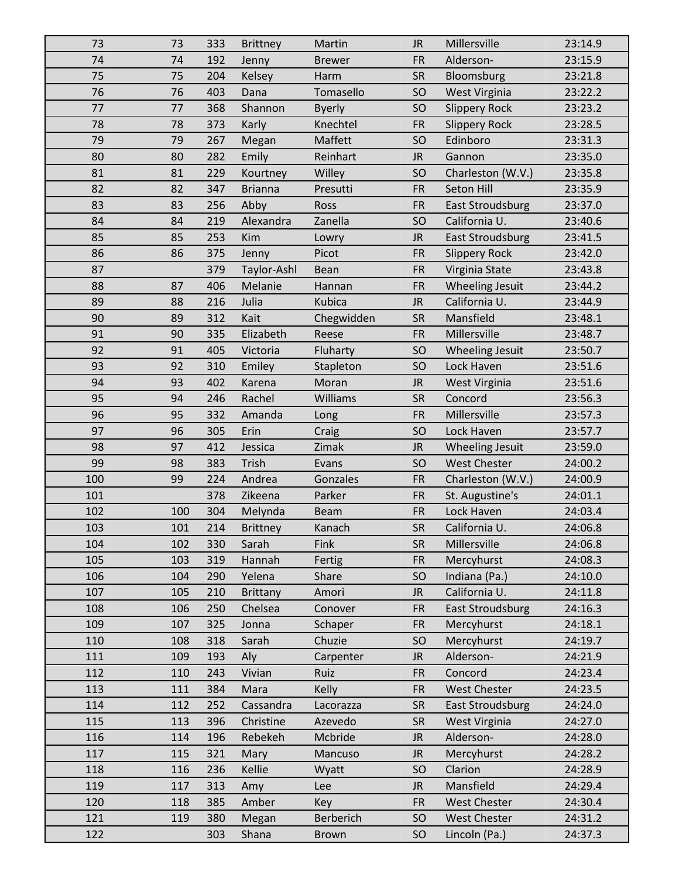| | | | | | | | |
|---|---|---|---|---|---|---|---|
| 73 | 73 | 333 | Brittney | Martin | JR | Millersville | 23:14.9 |
| 74 | 74 | 192 | Jenny | Brewer | FR | Alderson- | 23:15.9 |
| 75 | 75 | 204 | Kelsey | Harm | SR | Bloomsburg | 23:21.8 |
| 76 | 76 | 403 | Dana | Tomasello | SO | West Virginia | 23:22.2 |
| 77 | 77 | 368 | Shannon | Byerly | SO | Slippery Rock | 23:23.2 |
| 78 | 78 | 373 | Karly | Knechtel | FR | Slippery Rock | 23:28.5 |
| 79 | 79 | 267 | Megan | Maffett | SO | Edinboro | 23:31.3 |
| 80 | 80 | 282 | Emily | Reinhart | JR | Gannon | 23:35.0 |
| 81 | 81 | 229 | Kourtney | Willey | SO | Charleston (W.V.) | 23:35.8 |
| 82 | 82 | 347 | Brianna | Presutti | FR | Seton Hill | 23:35.9 |
| 83 | 83 | 256 | Abby | Ross | FR | East Stroudsburg | 23:37.0 |
| 84 | 84 | 219 | Alexandra | Zanella | SO | California U. | 23:40.6 |
| 85 | 85 | 253 | Kim | Lowry | JR | East Stroudsburg | 23:41.5 |
| 86 | 86 | 375 | Jenny | Picot | FR | Slippery Rock | 23:42.0 |
| 87 | | 379 | Taylor-Ashl | Bean | FR | Virginia State | 23:43.8 |
| 88 | 87 | 406 | Melanie | Hannan | FR | Wheeling Jesuit | 23:44.2 |
| 89 | 88 | 216 | Julia | Kubica | JR | California U. | 23:44.9 |
| 90 | 89 | 312 | Kait | Chegwidden | SR | Mansfield | 23:48.1 |
| 91 | 90 | 335 | Elizabeth | Reese | FR | Millersville | 23:48.7 |
| 92 | 91 | 405 | Victoria | Fluharty | SO | Wheeling Jesuit | 23:50.7 |
| 93 | 92 | 310 | Emiley | Stapleton | SO | Lock Haven | 23:51.6 |
| 94 | 93 | 402 | Karena | Moran | JR | West Virginia | 23:51.6 |
| 95 | 94 | 246 | Rachel | Williams | SR | Concord | 23:56.3 |
| 96 | 95 | 332 | Amanda | Long | FR | Millersville | 23:57.3 |
| 97 | 96 | 305 | Erin | Craig | SO | Lock Haven | 23:57.7 |
| 98 | 97 | 412 | Jessica | Zimak | JR | Wheeling Jesuit | 23:59.0 |
| 99 | 98 | 383 | Trish | Evans | SO | West Chester | 24:00.2 |
| 100 | 99 | 224 | Andrea | Gonzales | FR | Charleston (W.V.) | 24:00.9 |
| 101 | | 378 | Zikeena | Parker | FR | St. Augustine's | 24:01.1 |
| 102 | 100 | 304 | Melynda | Beam | FR | Lock Haven | 24:03.4 |
| 103 | 101 | 214 | Brittney | Kanach | SR | California U. | 24:06.8 |
| 104 | 102 | 330 | Sarah | Fink | SR | Millersville | 24:06.8 |
| 105 | 103 | 319 | Hannah | Fertig | FR | Mercyhurst | 24:08.3 |
| 106 | 104 | 290 | Yelena | Share | SO | Indiana (Pa.) | 24:10.0 |
| 107 | 105 | 210 | Brittany | Amori | JR | California U. | 24:11.8 |
| 108 | 106 | 250 | Chelsea | Conover | FR | East Stroudsburg | 24:16.3 |
| 109 | 107 | 325 | Jonna | Schaper | FR | Mercyhurst | 24:18.1 |
| 110 | 108 | 318 | Sarah | Chuzie | SO | Mercyhurst | 24:19.7 |
| 111 | 109 | 193 | Aly | Carpenter | JR | Alderson- | 24:21.9 |
| 112 | 110 | 243 | Vivian | Ruiz | FR | Concord | 24:23.4 |
| 113 | 111 | 384 | Mara | Kelly | FR | West Chester | 24:23.5 |
| 114 | 112 | 252 | Cassandra | Lacorazza | SR | East Stroudsburg | 24:24.0 |
| 115 | 113 | 396 | Christine | Azevedo | SR | West Virginia | 24:27.0 |
| 116 | 114 | 196 | Rebekeh | Mcbride | JR | Alderson- | 24:28.0 |
| 117 | 115 | 321 | Mary | Mancuso | JR | Mercyhurst | 24:28.2 |
| 118 | 116 | 236 | Kellie | Wyatt | SO | Clarion | 24:28.9 |
| 119 | 117 | 313 | Amy | Lee | JR | Mansfield | 24:29.4 |
| 120 | 118 | 385 | Amber | Key | FR | West Chester | 24:30.4 |
| 121 | 119 | 380 | Megan | Berberich | SO | West Chester | 24:31.2 |
| 122 | | 303 | Shana | Brown | SO | Lincoln (Pa.) | 24:37.3 |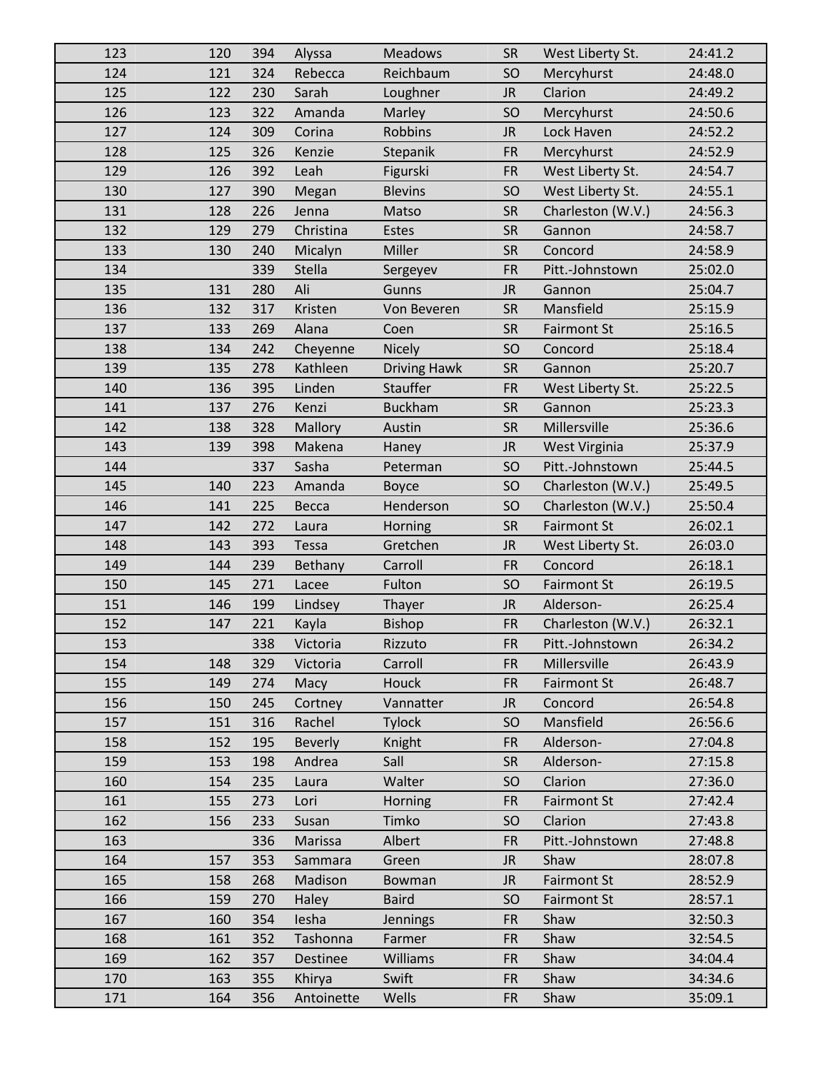| | | | | | | | |
|---|---|---|---|---|---|---|---|
| 123 | 120 | 394 | Alyssa | Meadows | SR | West Liberty St. | 24:41.2 |
| 124 | 121 | 324 | Rebecca | Reichbaum | SO | Mercyhurst | 24:48.0 |
| 125 | 122 | 230 | Sarah | Loughner | JR | Clarion | 24:49.2 |
| 126 | 123 | 322 | Amanda | Marley | SO | Mercyhurst | 24:50.6 |
| 127 | 124 | 309 | Corina | Robbins | JR | Lock Haven | 24:52.2 |
| 128 | 125 | 326 | Kenzie | Stepanik | FR | Mercyhurst | 24:52.9 |
| 129 | 126 | 392 | Leah | Figurski | FR | West Liberty St. | 24:54.7 |
| 130 | 127 | 390 | Megan | Blevins | SO | West Liberty St. | 24:55.1 |
| 131 | 128 | 226 | Jenna | Matso | SR | Charleston (W.V.) | 24:56.3 |
| 132 | 129 | 279 | Christina | Estes | SR | Gannon | 24:58.7 |
| 133 | 130 | 240 | Micalyn | Miller | SR | Concord | 24:58.9 |
| 134 | | 339 | Stella | Sergeyev | FR | Pitt.-Johnstown | 25:02.0 |
| 135 | 131 | 280 | Ali | Gunns | JR | Gannon | 25:04.7 |
| 136 | 132 | 317 | Kristen | Von Beveren | SR | Mansfield | 25:15.9 |
| 137 | 133 | 269 | Alana | Coen | SR | Fairmont St | 25:16.5 |
| 138 | 134 | 242 | Cheyenne | Nicely | SO | Concord | 25:18.4 |
| 139 | 135 | 278 | Kathleen | Driving Hawk | SR | Gannon | 25:20.7 |
| 140 | 136 | 395 | Linden | Stauffer | FR | West Liberty St. | 25:22.5 |
| 141 | 137 | 276 | Kenzi | Buckham | SR | Gannon | 25:23.3 |
| 142 | 138 | 328 | Mallory | Austin | SR | Millersville | 25:36.6 |
| 143 | 139 | 398 | Makena | Haney | JR | West Virginia | 25:37.9 |
| 144 | | 337 | Sasha | Peterman | SO | Pitt.-Johnstown | 25:44.5 |
| 145 | 140 | 223 | Amanda | Boyce | SO | Charleston (W.V.) | 25:49.5 |
| 146 | 141 | 225 | Becca | Henderson | SO | Charleston (W.V.) | 25:50.4 |
| 147 | 142 | 272 | Laura | Horning | SR | Fairmont St | 26:02.1 |
| 148 | 143 | 393 | Tessa | Gretchen | JR | West Liberty St. | 26:03.0 |
| 149 | 144 | 239 | Bethany | Carroll | FR | Concord | 26:18.1 |
| 150 | 145 | 271 | Lacee | Fulton | SO | Fairmont St | 26:19.5 |
| 151 | 146 | 199 | Lindsey | Thayer | JR | Alderson- | 26:25.4 |
| 152 | 147 | 221 | Kayla | Bishop | FR | Charleston (W.V.) | 26:32.1 |
| 153 | | 338 | Victoria | Rizzuto | FR | Pitt.-Johnstown | 26:34.2 |
| 154 | 148 | 329 | Victoria | Carroll | FR | Millersville | 26:43.9 |
| 155 | 149 | 274 | Macy | Houck | FR | Fairmont St | 26:48.7 |
| 156 | 150 | 245 | Cortney | Vannatter | JR | Concord | 26:54.8 |
| 157 | 151 | 316 | Rachel | Tylock | SO | Mansfield | 26:56.6 |
| 158 | 152 | 195 | Beverly | Knight | FR | Alderson- | 27:04.8 |
| 159 | 153 | 198 | Andrea | Sall | SR | Alderson- | 27:15.8 |
| 160 | 154 | 235 | Laura | Walter | SO | Clarion | 27:36.0 |
| 161 | 155 | 273 | Lori | Horning | FR | Fairmont St | 27:42.4 |
| 162 | 156 | 233 | Susan | Timko | SO | Clarion | 27:43.8 |
| 163 | | 336 | Marissa | Albert | FR | Pitt.-Johnstown | 27:48.8 |
| 164 | 157 | 353 | Sammara | Green | JR | Shaw | 28:07.8 |
| 165 | 158 | 268 | Madison | Bowman | JR | Fairmont St | 28:52.9 |
| 166 | 159 | 270 | Haley | Baird | SO | Fairmont St | 28:57.1 |
| 167 | 160 | 354 | Iesha | Jennings | FR | Shaw | 32:50.3 |
| 168 | 161 | 352 | Tashonna | Farmer | FR | Shaw | 32:54.5 |
| 169 | 162 | 357 | Destinee | Williams | FR | Shaw | 34:04.4 |
| 170 | 163 | 355 | Khirya | Swift | FR | Shaw | 34:34.6 |
| 171 | 164 | 356 | Antoinette | Wells | FR | Shaw | 35:09.1 |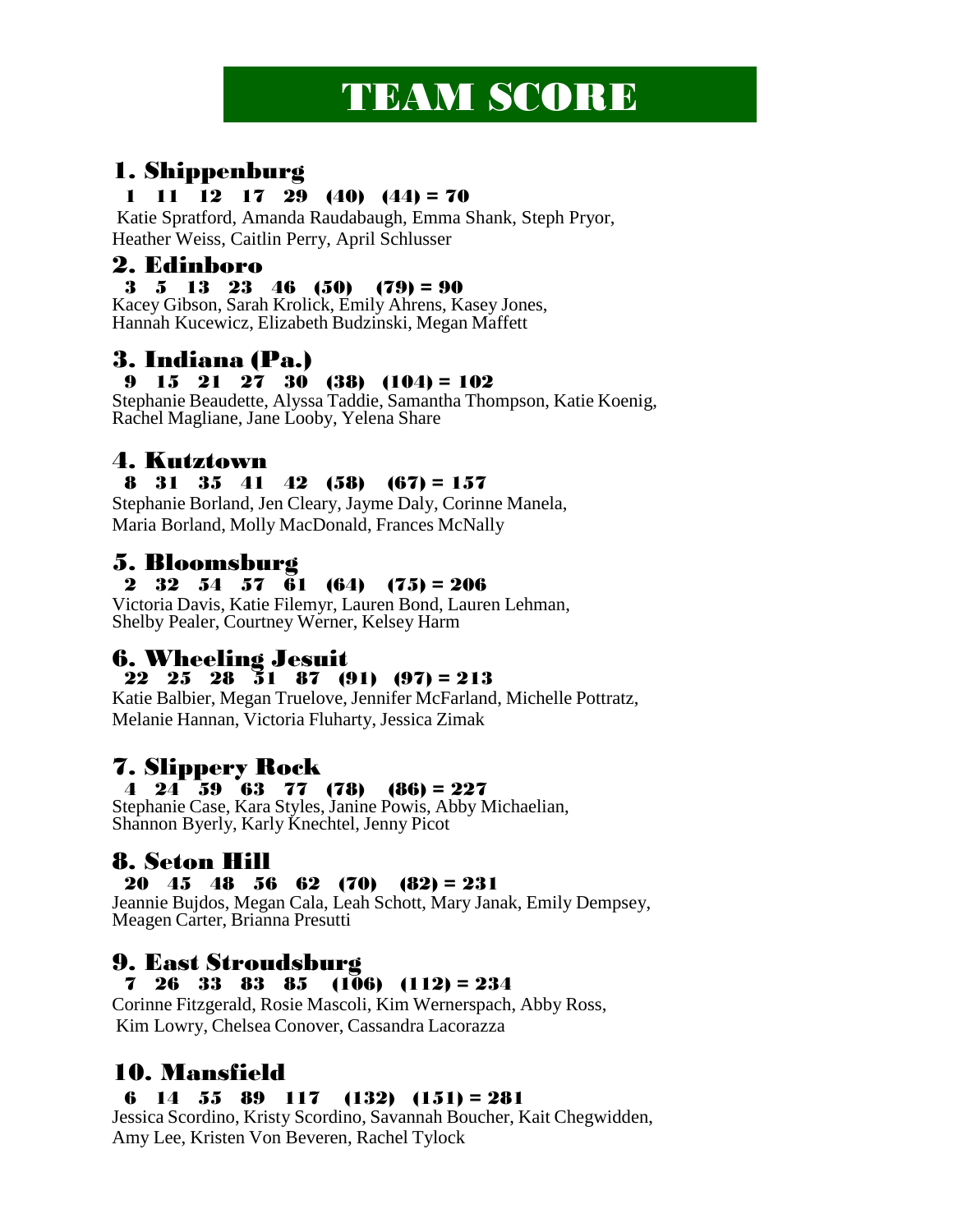# TEAM SCORE

## 1. Shippenburg

**1 11 12 17 29 (40) (44) = 70**

Katie Spratford, Amanda Raudabaugh, Emma Shank, Steph Pryor, Heather Weiss, Caitlin Perry, April Schlusser

## 2. Edinboro

**3 5 13 23 46 (50) (79) = 90**

Kacey Gibson, Sarah Krolick, Emily Ahrens, Kasey Jones, Hannah Kucewicz, Elizabeth Budzinski, Megan Maffett

## 3. Indiana (Pa.)

**9 15 21 27 30 (38) (104) = 102**

Stephanie Beaudette, Alyssa Taddie, Samantha Thompson, Katie Koenig, Rachel Magliane, Jane Looby, Yelena Share

## 4. Kutztown

**8 31 35 41 42 (58) (67) = 157**

Stephanie Borland, Jen Cleary, Jayme Daly, Corinne Manela, Maria Borland, Molly MacDonald, Frances McNally

## 5. Bloomsburg

**2 32 54 57 61 (64) (75) = 206**

Victoria Davis, Katie Filemyr, Lauren Bond, Lauren Lehman, Shelby Pealer, Courtney Werner, Kelsey Harm

## 6. Wheeling Jesuit

**22 25 28 51 87 (91) (97) = 213**

Katie Balbier, Megan Truelove, Jennifer McFarland, Michelle Pottratz, Melanie Hannan, Victoria Fluharty, Jessica Zimak

## 7. Slippery Rock

**4 24 59 63 77 (78) (86) = 227**

Stephanie Case, Kara Styles, Janine Powis, Abby Michaelian, Shannon Byerly, Karly Knechtel, Jenny Picot

## 8. Seton Hill

**20 45 48 56 62 (70) (82) = 231**

Jeannie Bujdos, Megan Cala, Leah Schott, Mary Janak, Emily Dempsey, Meagen Carter, Brianna Presutti

## 9. East Stroudsburg

**7 26 33 83 85 (106) (112) = 234**

Corinne Fitzgerald, Rosie Mascoli, Kim Wernerspach, Abby Ross, Kim Lowry, Chelsea Conover, Cassandra Lacorazza

## 10. Mansfield

**6 14 55 89 117 (132) (151) = 281**

Jessica Scordino, Kristy Scordino, Savannah Boucher, Kait Chegwidden, Amy Lee, Kristen Von Beveren, Rachel Tylock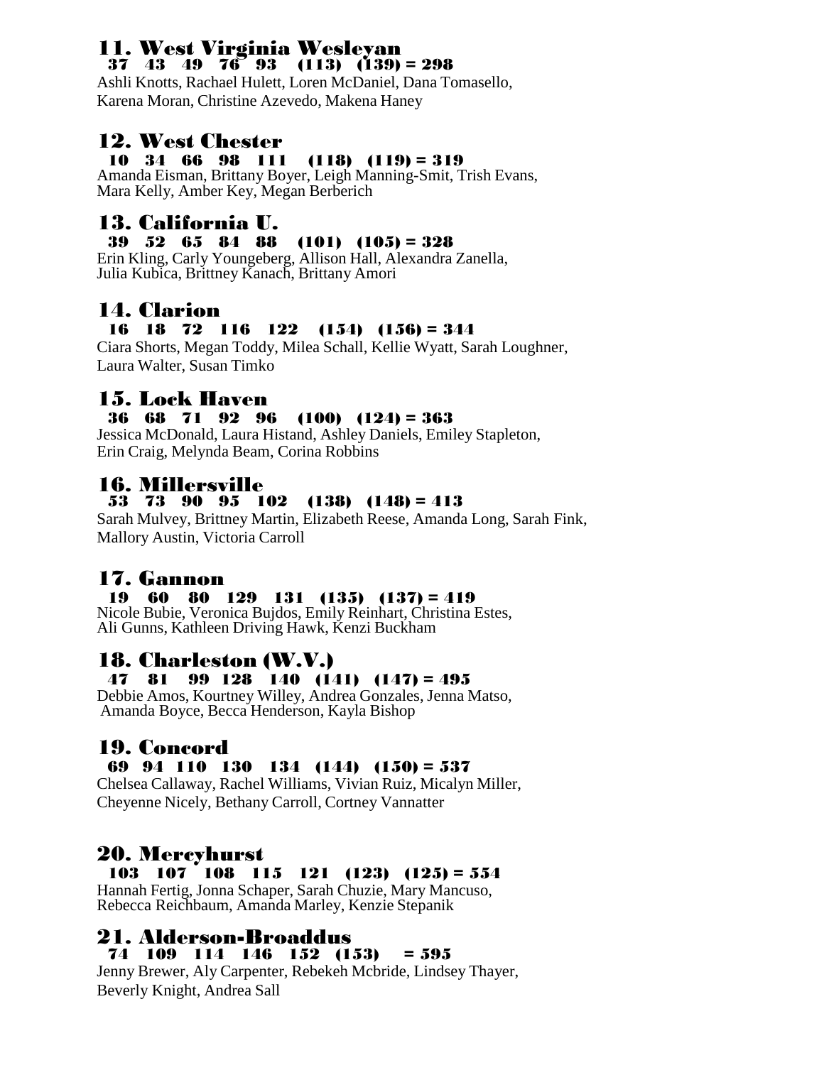## 11. West Virginia Wesleyan

**37 43 49 76 93 (113) (139) = 298**

Ashli Knotts, Rachael Hulett, Loren McDaniel, Dana Tomasello, Karena Moran, Christine Azevedo, Makena Haney

## 12. West Chester

**10 34 66 98 111 (118) (119) = 319**

Amanda Eisman, Brittany Boyer, Leigh Manning-Smit, Trish Evans, Mara Kelly, Amber Key, Megan Berberich

## 13. California U.

**39 52 65 84 88 (101) (105) = 328**

Erin Kling, Carly Youngeberg, Allison Hall, Alexandra Zanella, Julia Kubica, Brittney Kanach, Brittany Amori

## 14. Clarion

**16 18 72 116 122 (154) (156) = 344**

Ciara Shorts, Megan Toddy, Milea Schall, Kellie Wyatt, Sarah Loughner, Laura Walter, Susan Timko

## 15. Lock Haven

**36 68 71 92 96 (100) (124) = 363**

Jessica McDonald, Laura Histand, Ashley Daniels, Emiley Stapleton, Erin Craig, Melynda Beam, Corina Robbins

## 16. Millersville

**53 73 90 95 102 (138) (148) = 413**

Sarah Mulvey, Brittney Martin, Elizabeth Reese, Amanda Long, Sarah Fink, Mallory Austin, Victoria Carroll

## 17. Gannon

**19 60 80 129 131 (135) (137) = 419**

Nicole Bubie, Veronica Bujdos, Emily Reinhart, Christina Estes, Ali Gunns, Kathleen Driving Hawk, Kenzi Buckham

## 18. Charleston (W.V.)

**47 81 99 128 140 (141) (147) = 495**

Debbie Amos, Kourtney Willey, Andrea Gonzales, Jenna Matso, Amanda Boyce, Becca Henderson, Kayla Bishop

## 19. Concord

**69 94 110 130 134 (144) (150) = 537**

Chelsea Callaway, Rachel Williams, Vivian Ruiz, Micalyn Miller, Cheyenne Nicely, Bethany Carroll, Cortney Vannatter

## 20. Mercyhurst

**103 107 108 115 121 (123) (125) = 554**

Hannah Fertig, Jonna Schaper, Sarah Chuzie, Mary Mancuso, Rebecca Reichbaum, Amanda Marley, Kenzie Stepanik

## 21. Alderson-Broaddus

**74 109 114 146 152 (153) = 595**

Jenny Brewer, Aly Carpenter, Rebekeh Mcbride, Lindsey Thayer, Beverly Knight, Andrea Sall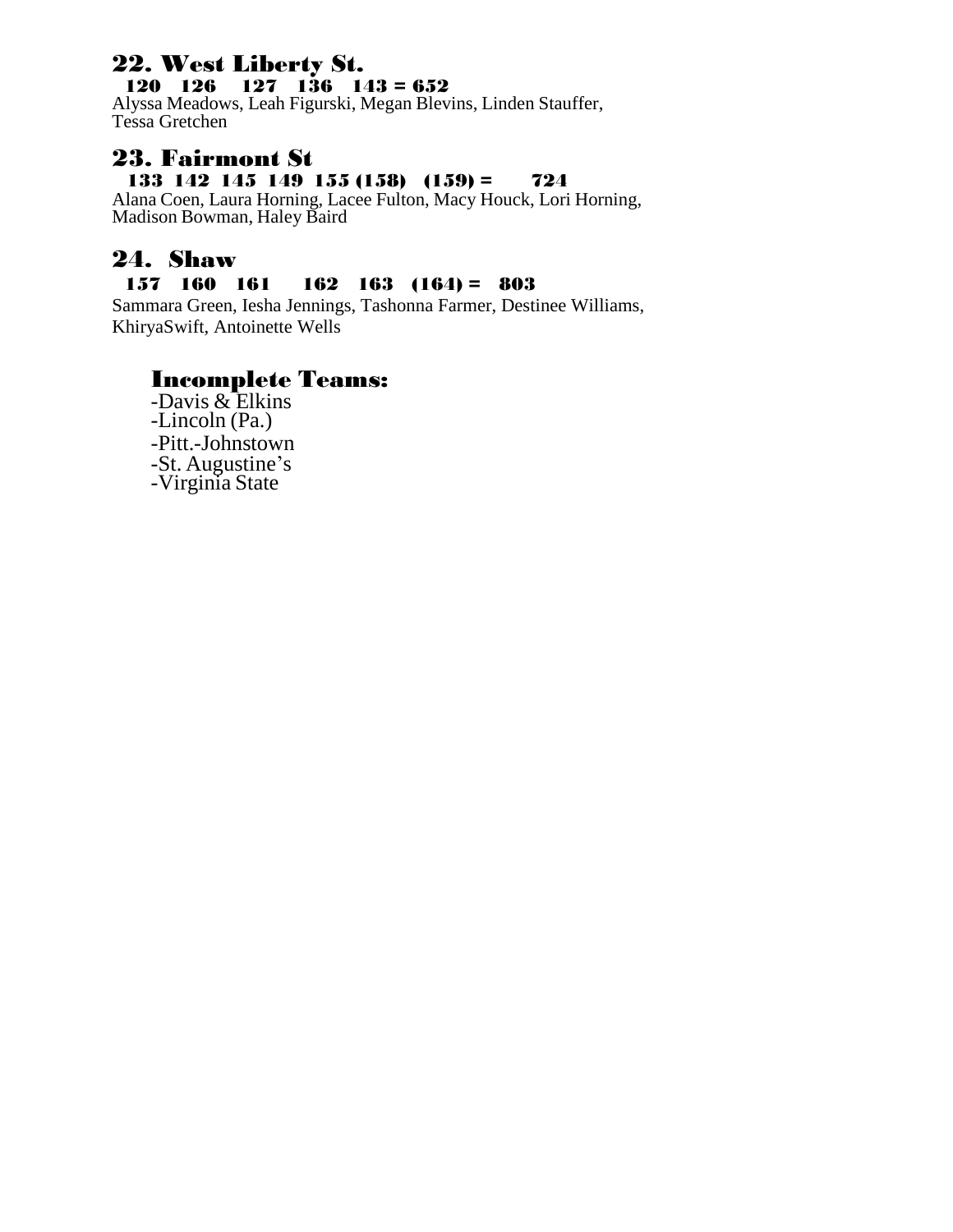## 22. West Liberty St.

**120 126 127 136 143 = 652**

Alyssa Meadows, Leah Figurski, Megan Blevins, Linden Stauffer, Tessa Gretchen

## 23. Fairmont St

**133 142 145 149 155 (158) (159) = 724**

Alana Coen, Laura Horning, Lacee Fulton, Macy Houck, Lori Horning, Madison Bowman, Haley Baird

## 24. Shaw

**157 160 161 162 163 (164) = 803**

Sammara Green, Iesha Jennings, Tashonna Farmer, Destinee Williams, KhiryaSwift, Antoinette Wells

## Incomplete Teams:

-Davis & Elkins
-Lincoln (Pa.)
-Pitt.-Johnstown
-St. Augustine's
-Virginia State